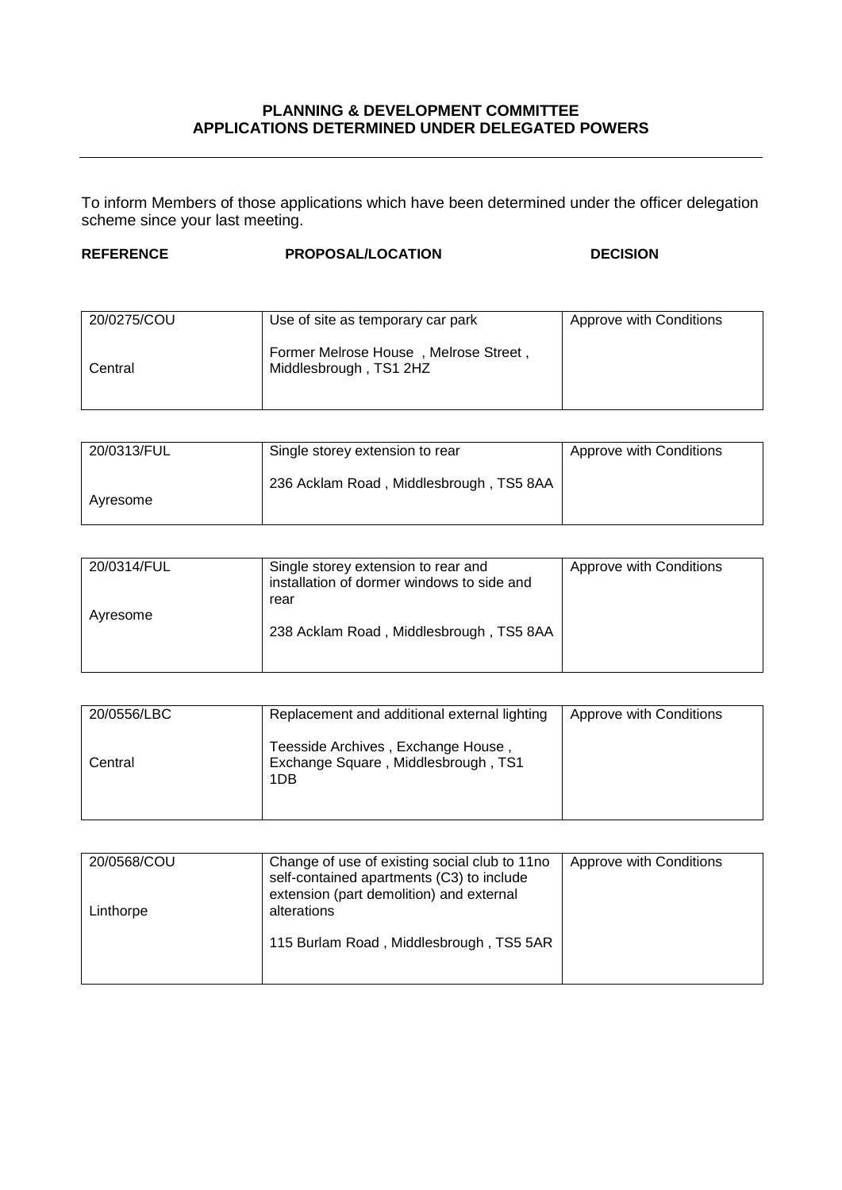**PLANNING & DEVELOPMENT COMMITTEE**
**APPLICATIONS DETERMINED UNDER DELEGATED POWERS**

---

To inform Members of those applications which have been determined under the officer delegation scheme since your last meeting.

| REFERENCE | PROPOSAL/LOCATION | DECISION |
|---|---|---|
| 20/0275/COU<br><br>Central | Use of site as temporary car park<br><br>Former Melrose House , Melrose Street , Middlesbrough , TS1 2HZ | Approve with Conditions |
| 20/0313/FUL<br><br>Ayresome | Single storey extension to rear<br><br>236 Acklam Road , Middlesbrough , TS5 8AA | Approve with Conditions |
| 20/0314/FUL<br><br>Ayresome | Single storey extension to rear and installation of dormer windows to side and rear<br><br>238 Acklam Road , Middlesbrough , TS5 8AA | Approve with Conditions |
| 20/0556/LBC<br><br>Central | Replacement and additional external lighting<br><br>Teesside Archives , Exchange House , Exchange Square , Middlesbrough , TS1 1DB | Approve with Conditions |
| 20/0568/COU<br><br>Linthorpe | Change of use of existing social club to 11no self-contained apartments (C3) to include extension (part demolition) and external alterations<br><br>115 Burlam Road , Middlesbrough , TS5 5AR | Approve with Conditions |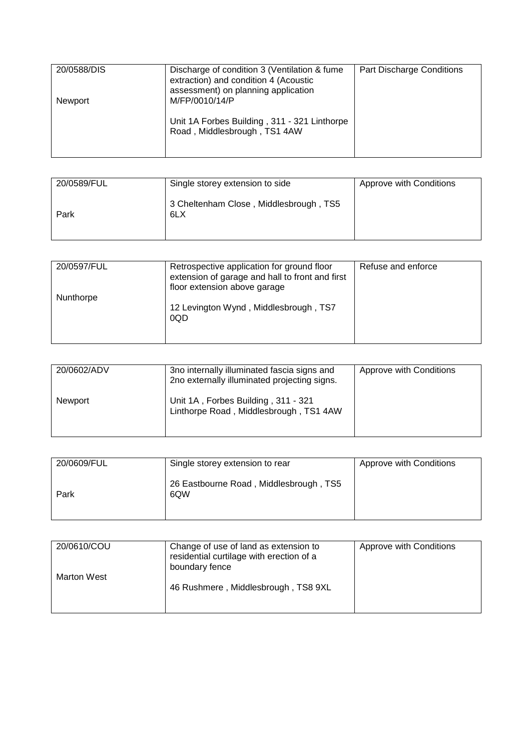| 20/0588/DIS<br><br>Newport | Discharge of condition 3 (Ventilation & fume extraction) and condition 4 (Acoustic assessment) on planning application M/FP/0010/14/P<br><br>Unit 1A Forbes Building , 311 - 321 Linthorpe Road , Middlesbrough , TS1 4AW | Part Discharge Conditions |
|---|---|---|

| 20/0589/FUL<br><br>Park | Single storey extension to side<br><br>3 Cheltenham Close , Middlesbrough , TS5 6LX | Approve with Conditions |
|---|---|---|

| 20/0597/FUL<br><br>Nunthorpe | Retrospective application for ground floor extension of garage and hall to front and first floor extension above garage<br><br>12 Levington Wynd , Middlesbrough , TS7 0QD | Refuse and enforce |
|---|---|---|

| 20/0602/ADV<br><br>Newport | 3no internally illuminated fascia signs and 2no externally illuminated projecting signs.<br><br>Unit 1A , Forbes Building , 311 - 321 Linthorpe Road , Middlesbrough , TS1 4AW | Approve with Conditions |
|---|---|---|

| 20/0609/FUL<br><br>Park | Single storey extension to rear<br><br>26 Eastbourne Road , Middlesbrough , TS5 6QW | Approve with Conditions |
|---|---|---|

| 20/0610/COU<br><br>Marton West | Change of use of land as extension to residential curtilage with erection of a boundary fence<br><br>46 Rushmere , Middlesbrough , TS8 9XL | Approve with Conditions |
|---|---|---|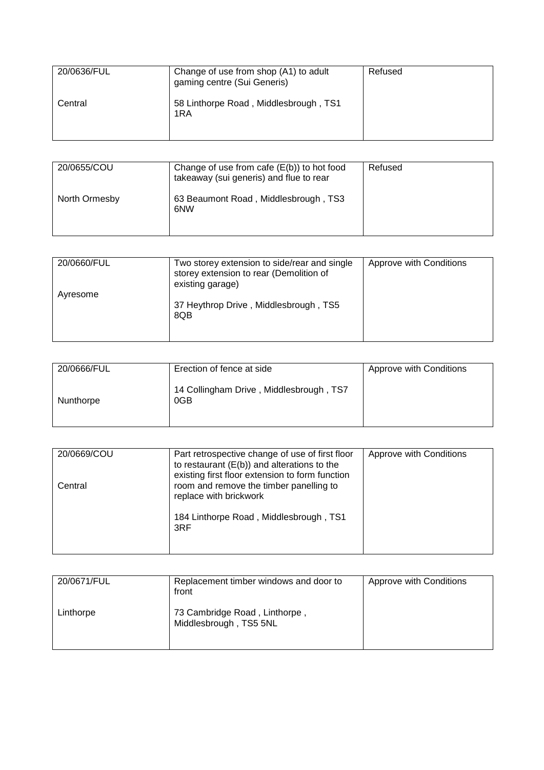| 20/0636/FUL<br><br>Central | Change of use from shop (A1) to adult gaming centre (Sui Generis)<br><br>58 Linthorpe Road , Middlesbrough , TS1 1RA | Refused |
|---|---|---|

| 20/0655/COU<br><br>North Ormesby | Change of use from cafe (E(b)) to hot food takeaway (sui generis) and flue to rear<br><br>63 Beaumont Road , Middlesbrough , TS3 6NW | Refused |
|---|---|---|

| 20/0660/FUL<br><br>Ayresome | Two storey extension to side/rear and single storey extension to rear (Demolition of existing garage)<br><br>37 Heythrop Drive , Middlesbrough , TS5 8QB | Approve with Conditions |
|---|---|---|

| 20/0666/FUL<br><br>Nunthorpe | Erection of fence at side<br><br>14 Collingham Drive , Middlesbrough , TS7 0GB | Approve with Conditions |
|---|---|---|

| 20/0669/COU<br><br>Central | Part retrospective change of use of first floor to restaurant (E(b)) and alterations to the existing first floor extension to form function room and remove the timber panelling to replace with brickwork<br><br>184 Linthorpe Road , Middlesbrough , TS1 3RF | Approve with Conditions |
|---|---|---|

| 20/0671/FUL<br><br>Linthorpe | Replacement timber windows and door to front<br><br>73 Cambridge Road , Linthorpe , Middlesbrough , TS5 5NL | Approve with Conditions |
|---|---|---|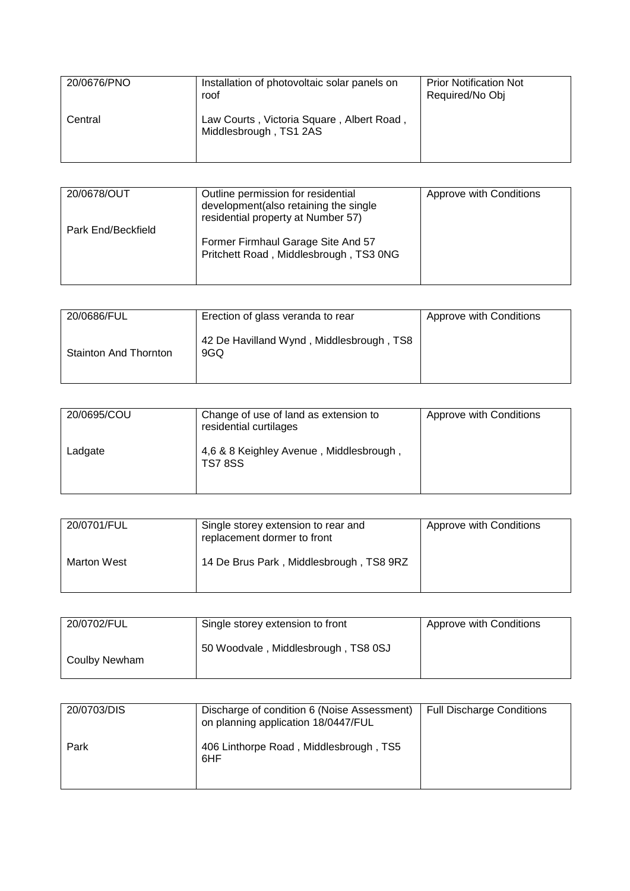| 20/0676/PNO<br><br>Central | Installation of photovoltaic solar panels on roof<br><br>Law Courts , Victoria Square , Albert Road , Middlesbrough , TS1 2AS | Prior Notification Not Required/No Obj |
|---|---|---|

| 20/0678/OUT<br><br>Park End/Beckfield | Outline permission for residential development(also retaining the single residential property at Number 57)<br><br>Former Firmhaul Garage Site And 57 Pritchett Road , Middlesbrough , TS3 0NG | Approve with Conditions |
|---|---|---|

| 20/0686/FUL<br><br>Stainton And Thornton | Erection of glass veranda to rear<br><br>42 De Havilland Wynd , Middlesbrough , TS8 9GQ | Approve with Conditions |
|---|---|---|

| 20/0695/COU<br><br>Ladgate | Change of use of land as extension to residential curtilages<br><br>4,6 & 8 Keighley Avenue , Middlesbrough , TS7 8SS | Approve with Conditions |
|---|---|---|

| 20/0701/FUL<br><br>Marton West | Single storey extension to rear and replacement dormer to front<br><br>14 De Brus Park , Middlesbrough , TS8 9RZ | Approve with Conditions |
|---|---|---|

| 20/0702/FUL<br><br>Coulby Newham | Single storey extension to front<br><br>50 Woodvale , Middlesbrough , TS8 0SJ | Approve with Conditions |
|---|---|---|

| 20/0703/DIS<br><br>Park | Discharge of condition 6 (Noise Assessment) on planning application 18/0447/FUL<br><br>406 Linthorpe Road , Middlesbrough , TS5 6HF | Full Discharge Conditions |
|---|---|---|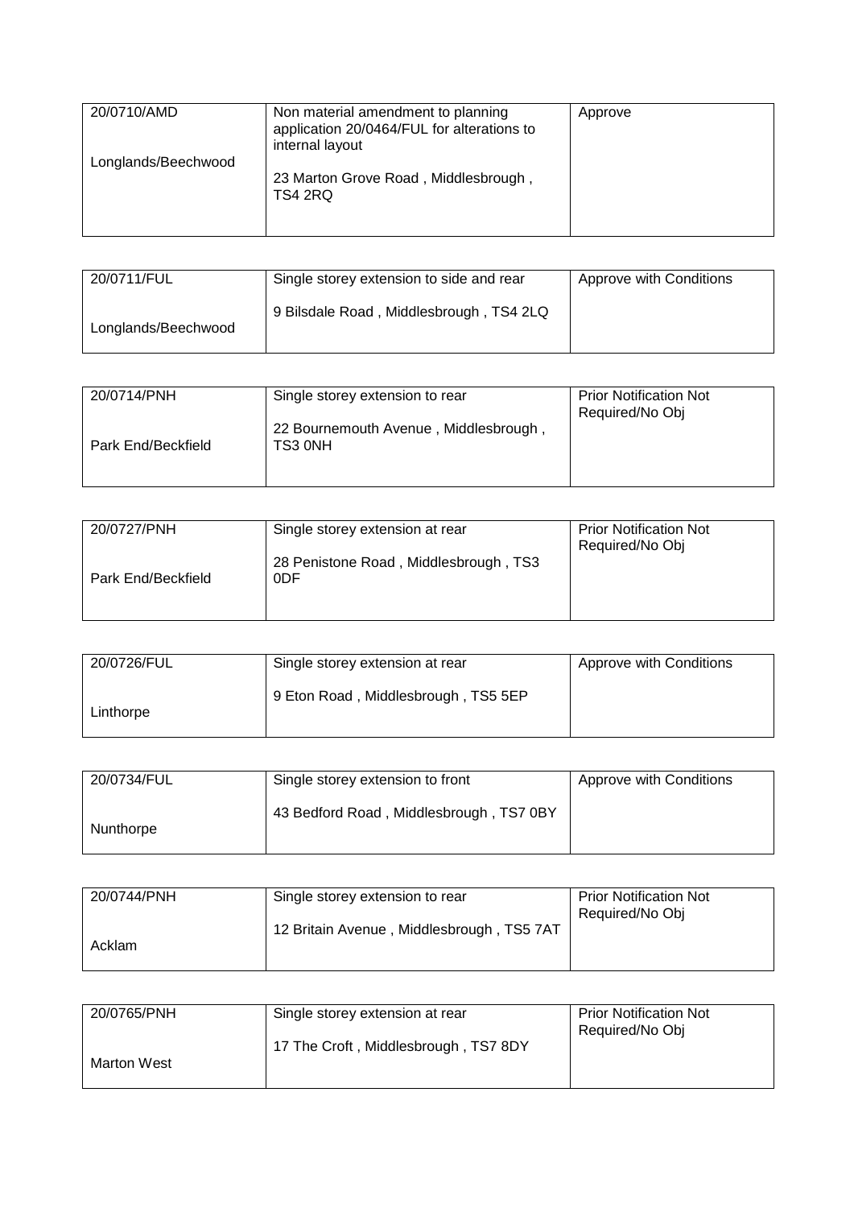| | | |
|---|---|---|
| 20/0710/AMD<br><br>Longlands/Beechwood | Non material amendment to planning application 20/0464/FUL for alterations to internal layout<br><br>23 Marton Grove Road , Middlesbrough , TS4 2RQ | Approve |

| | | |
|---|---|---|
| 20/0711/FUL<br><br>Longlands/Beechwood | Single storey extension to side and rear<br><br>9 Bilsdale Road , Middlesbrough , TS4 2LQ | Approve with Conditions |

| | | |
|---|---|---|
| 20/0714/PNH<br><br>Park End/Beckfield | Single storey extension to rear<br><br>22 Bournemouth Avenue , Middlesbrough , TS3 0NH | Prior Notification Not Required/No Obj |

| | | |
|---|---|---|
| 20/0727/PNH<br><br>Park End/Beckfield | Single storey extension at rear<br><br>28 Penistone Road , Middlesbrough , TS3 0DF | Prior Notification Not Required/No Obj |

| | | |
|---|---|---|
| 20/0726/FUL<br><br>Linthorpe | Single storey extension at rear<br><br>9 Eton Road , Middlesbrough , TS5 5EP | Approve with Conditions |

| | | |
|---|---|---|
| 20/0734/FUL<br><br>Nunthorpe | Single storey extension to front<br><br>43 Bedford Road , Middlesbrough , TS7 0BY | Approve with Conditions |

| | | |
|---|---|---|
| 20/0744/PNH<br><br>Acklam | Single storey extension to rear<br><br>12 Britain Avenue , Middlesbrough , TS5 7AT | Prior Notification Not Required/No Obj |

| | | |
|---|---|---|
| 20/0765/PNH<br><br>Marton West | Single storey extension at rear<br><br>17 The Croft , Middlesbrough , TS7 8DY | Prior Notification Not Required/No Obj |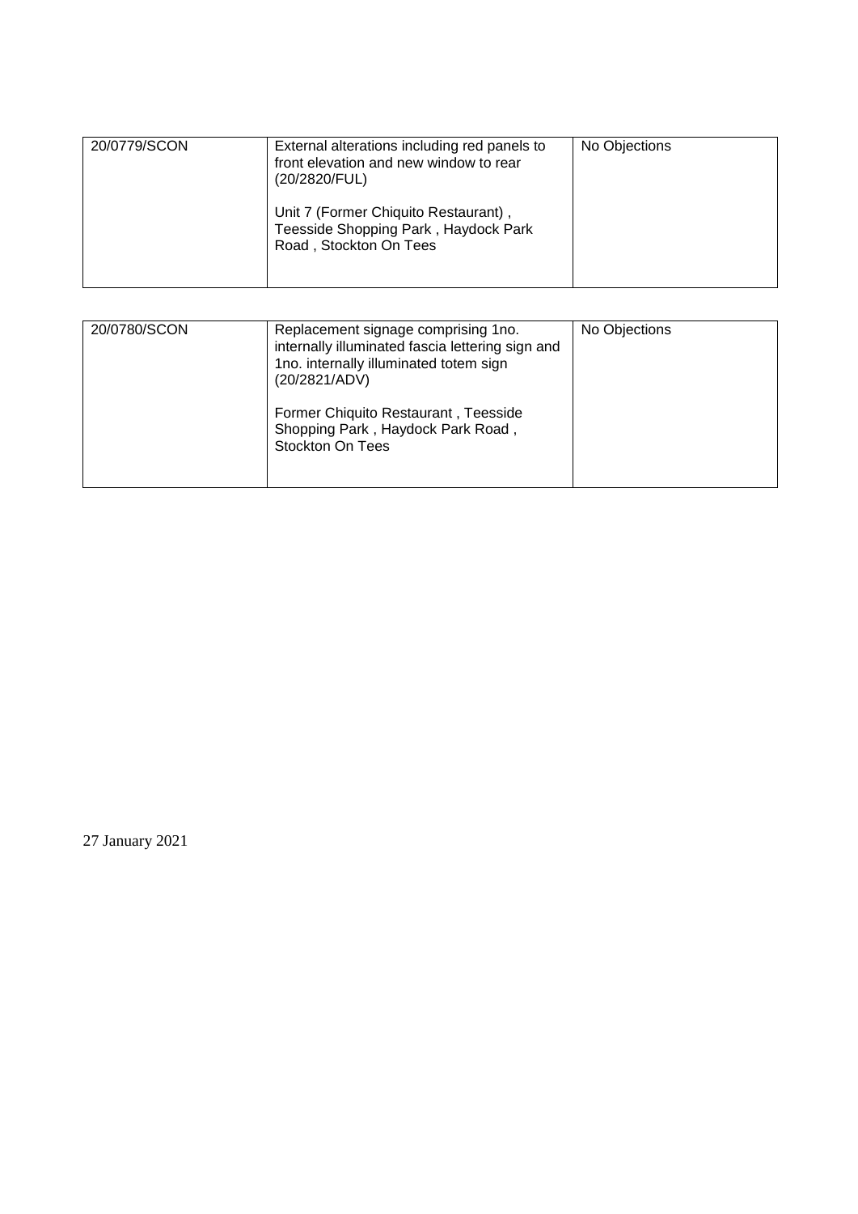| | | |
|---|---|---|
| 20/0779/SCON | External alterations including red panels to front elevation and new window to rear (20/2820/FUL)<br><br>Unit 7 (Former Chiquito Restaurant) , Teesside Shopping Park , Haydock Park Road , Stockton On Tees | No Objections |

| | | |
|---|---|---|
| 20/0780/SCON | Replacement signage comprising 1no. internally illuminated fascia lettering sign and 1no. internally illuminated totem sign (20/2821/ADV)<br><br>Former Chiquito Restaurant , Teesside Shopping Park , Haydock Park Road , Stockton On Tees | No Objections |

27 January 2021